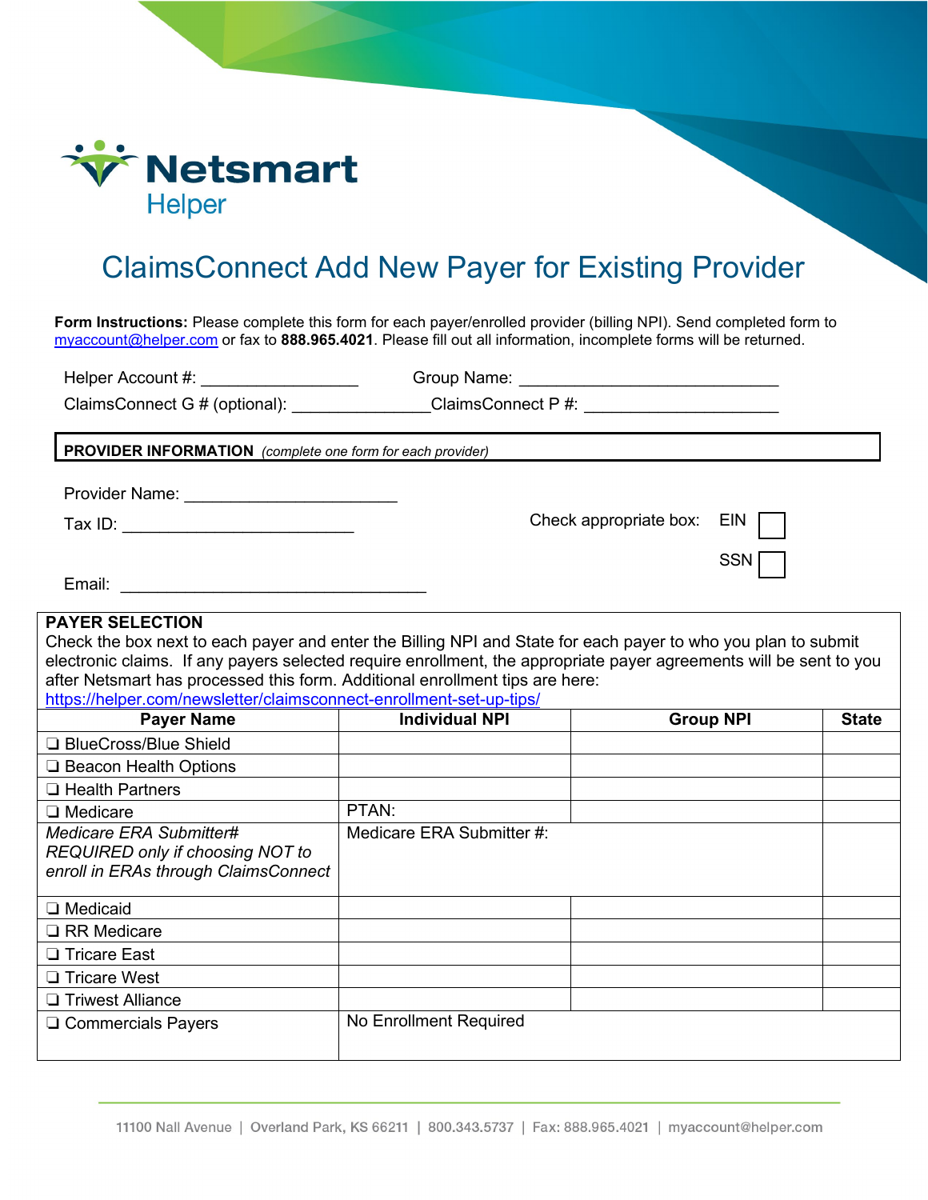Netsmart

Helper

# ClaimsConnect Add New Payer for Existing Provider

**Form Instructions:** Please complete this form for each payer/enrolled provider (billing NPI). Send completed form to myaccount@helper.com or fax to **888.965.4021**. Please fill out all information, incomplete forms will be returned.

Helper Account #: _________________ Group Name: ____________________________

ClaimsConnect G # (optional): ______________ ClaimsConnect P #: ____________________

**PROVIDER INFORMATION** *(complete one form for each provider)*

Provider Name: ______________________

Tax ID: _________________________ Check appropriate box: EIN ☐ SSN ☐

Email: _________________________________

**PAYER SELECTION**

Check the box next to each payer and enter the Billing NPI and State for each payer to who you plan to submit electronic claims. If any payers selected require enrollment, the appropriate payer agreements will be sent to you after Netsmart has processed this form. Additional enrollment tips are here:
https://helper.com/newsletter/claimsconnect-enrollment-set-up-tips/

| Payer Name | Individual NPI | Group NPI | State |
|---|---|---|---|
| ❑ BlueCross/Blue Shield | | | |
| ❑ Beacon Health Options | | | |
| ❑ Health Partners | | | |
| ❑ Medicare | PTAN: | | |
| *Medicare ERA Submitter# REQUIRED only if choosing NOT to enroll in ERAs through ClaimsConnect* | Medicare ERA Submitter #: | | |
| ❑ Medicaid | | | |
| ❑ RR Medicare | | | |
| ❑ Tricare East | | | |
| ❑ Tricare West | | | |
| ❑ Triwest Alliance | | | |
| ❑ Commercials Payers | No Enrollment Required | | |

11100 Nall Avenue | Overland Park, KS 66211 | 800.343.5737 | Fax: 888.965.4021 | myaccount@helper.com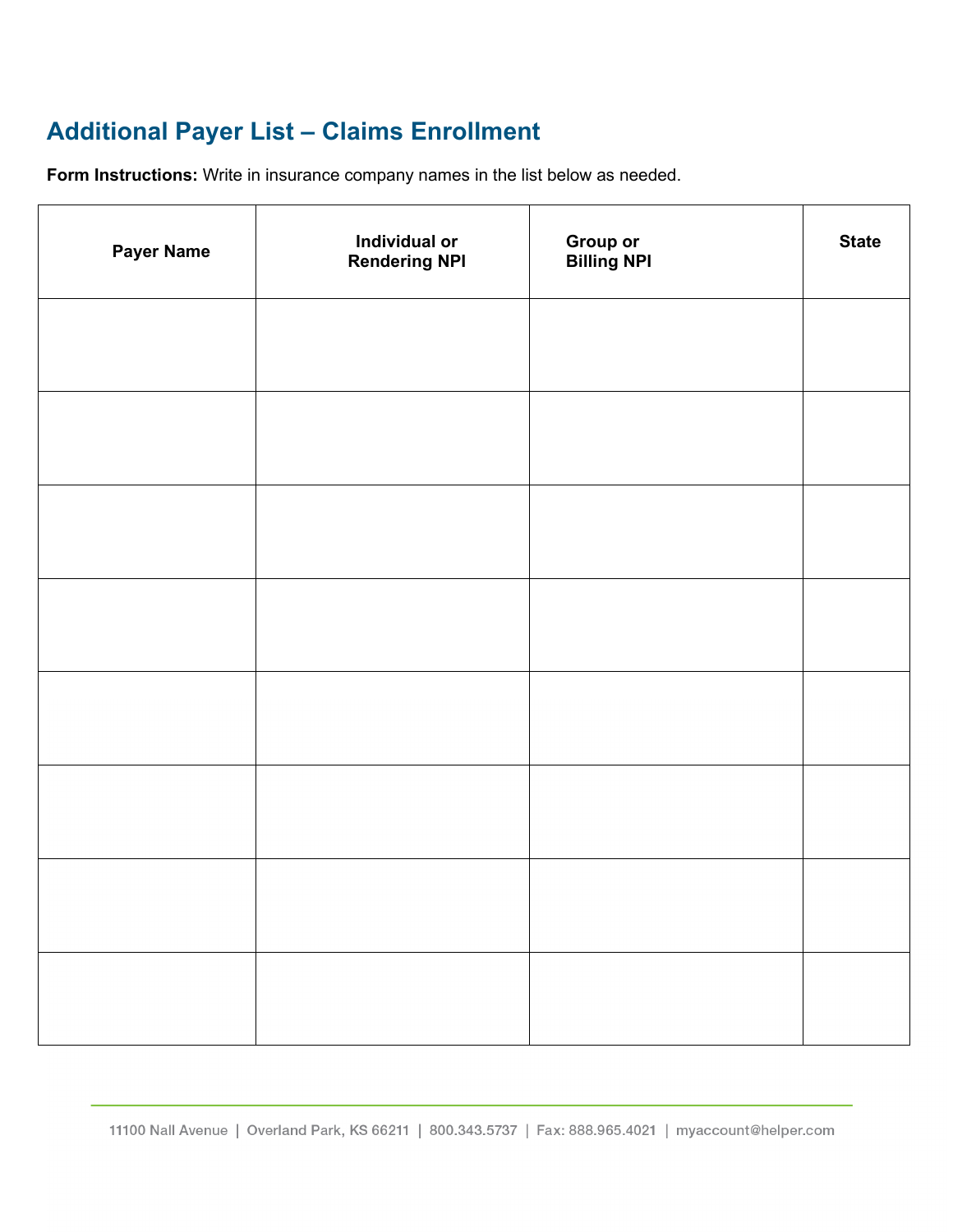## Additional Payer List – Claims Enrollment

**Form Instructions:** Write in insurance company names in the list below as needed.

| Payer Name | Individual or Rendering NPI | Group or Billing NPI | State |
|---|---|---|---|
| | | | |
| | | | |
| | | | |
| | | | |
| | | | |
| | | | |
| | | | |
| | | | |

11100 Nall Avenue | Overland Park, KS 66211 | 800.343.5737 | Fax: 888.965.4021 | myaccount@helper.com